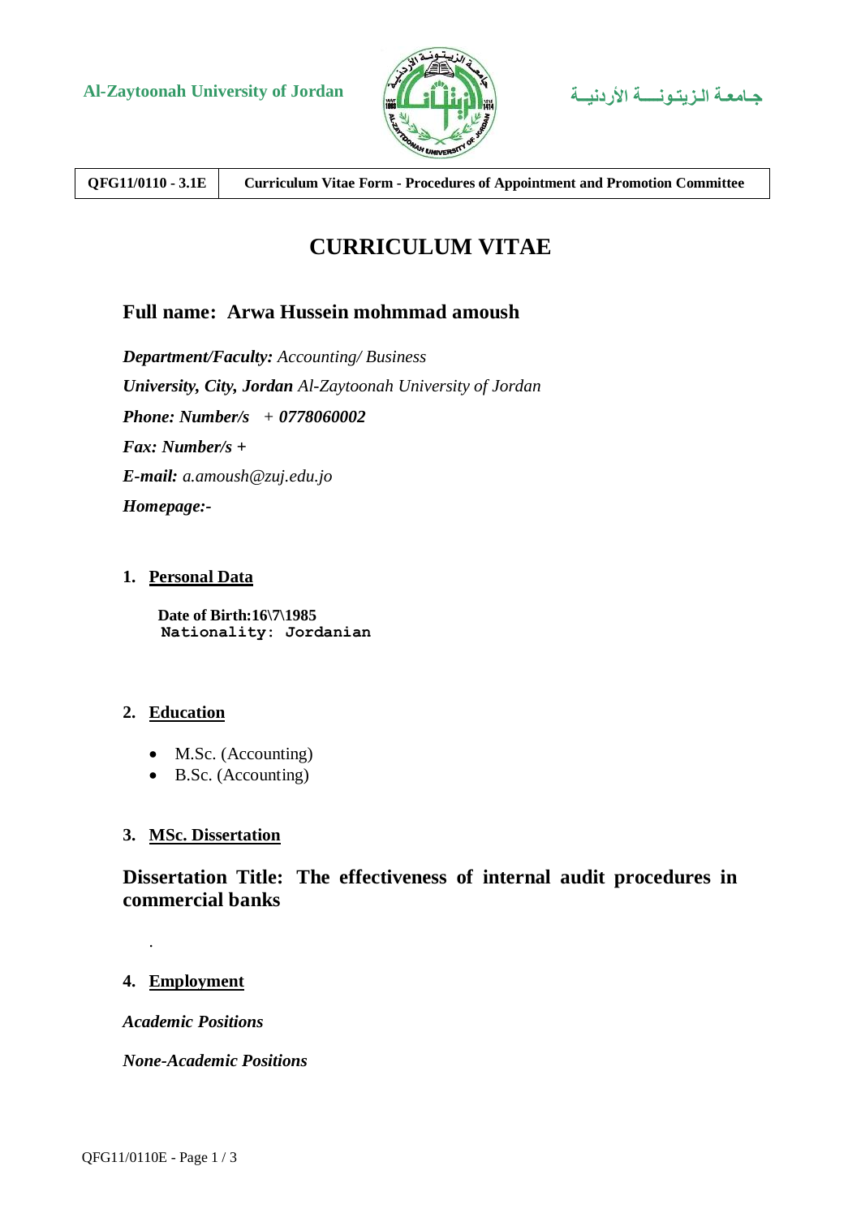Al-Zaytoonah University of Jordan

جـامعـة الـزيـتـونـــة الأردنيــة

| QFG11/0110 - 3.1E | Curriculum Vitae Form - Procedures of Appointment and Promotion Committee |
| --- | --- |

# CURRICULUM VITAE

## Full name: Arwa Hussein mohmmad amoush

***Department/Faculty:*** *Accounting/ Business*

***University, City, Jordan*** *Al-Zaytoonah University of Jordan*

***Phone: Number/s + 0778060002***

***Fax: Number/s +***

***E-mail:*** *a.amoush@zuj.edu.jo*

***Homepage:-***

### 1. Personal Data

**Date of Birth:16\7\1985**
**Nationality: Jordanian**

### 2. Education

- M.Sc. (Accounting)
- B.Sc. (Accounting)

### 3. MSc. Dissertation

**Dissertation Title: The effectiveness of internal audit procedures in commercial banks**

.

### 4. Employment

***Academic Positions***

***None-Academic Positions***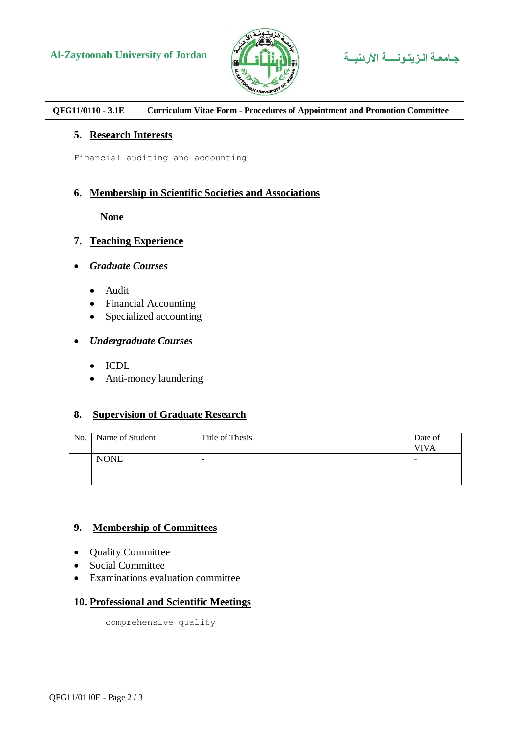Al-Zaytoonah University of Jordan

جـامعـة الـزيـتـونـــة الأردنيـة

| QFG11/0110 - 3.1E | Curriculum Vitae Form - Procedures of Appointment and Promotion Committee |
|---|---|

## 5. Research Interests

Financial auditing and accounting

## 6. Membership in Scientific Societies and Associations

**None**

## 7. Teaching Experience

- ***Graduate Courses***
  - Audit
  - Financial Accounting
  - Specialized accounting
- ***Undergraduate Courses***
  - ICDL
  - Anti-money laundering

## 8. Supervision of Graduate Research

| No. | Name of Student | Title of Thesis | Date of VIVA |
|---|---|---|---|
| | NONE | - | - |

## 9. Membership of Committees

- Quality Committee
- Social Committee
- Examinations evaluation committee

## 10. Professional and Scientific Meetings

comprehensive quality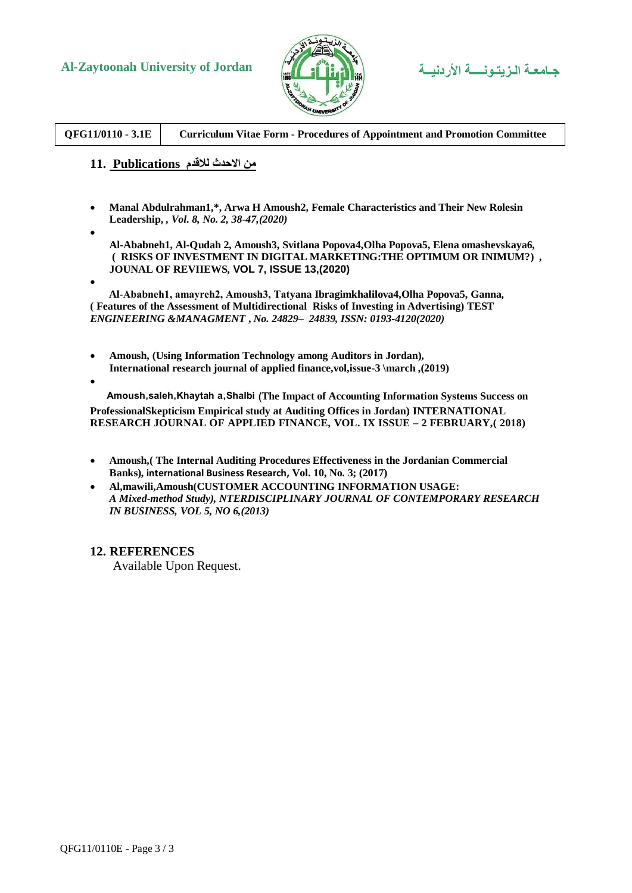## 11. Publications من الاحدث للاقدم

- **Manal Abdulrahman1,*, Arwa H Amoush2, Female Characteristics and Their New Rolesin Leadership, ,** ***Vol. 8, No. 2, 38-47,(2020)***
- **Al-Ababneh1, Al-Qudah 2, Amoush3, Svitlana Popova4,Olha Popova5, Elena omashevskaya6, ( RISKS OF INVESTMENT IN DIGITAL MARKETING:THE OPTIMUM OR INIMUM?) , JOUNAL OF REVIIEWS, VOL 7, ISSUE 13,(2020)**
- **Al-Ababneh1, amayreh2, Amoush3, Tatyana Ibragimkhalilova4,Olha Popova5, Ganna, ( Features of the Assessment of Multidirectional Risks of Investing in Advertising) TEST** ***ENGINEERING &MANAGMENT , No. 24829– 24839, ISSN: 0193-4120(2020)***
- **Amoush, (Using Information Technology among Auditors in Jordan), International research journal of applied finance,vol,issue-3 \march ,(2019)**
- **Amoush,saleh,Khaytah a,Shalbi (The Impact of Accounting Information Systems Success on ProfessionalSkepticism Empirical study at Auditing Offices in Jordan) INTERNATIONAL RESEARCH JOURNAL OF APPLIED FINANCE, VOL. IX ISSUE – 2 FEBRUARY,( 2018)**
- **Amoush,( The Internal Auditing Procedures Effectiveness in the Jordanian Commercial Banks), international Business Research, Vol. 10, No. 3; (2017)**
- **Al,mawili,Amoush(CUSTOMER ACCOUNTING INFORMATION USAGE:** ***A Mixed-method Study), NTERDISCIPLINARY JOURNAL OF CONTEMPORARY RESEARCH IN BUSINESS, VOL 5, NO 6,(2013)***

## 12. REFERENCES

Available Upon Request.